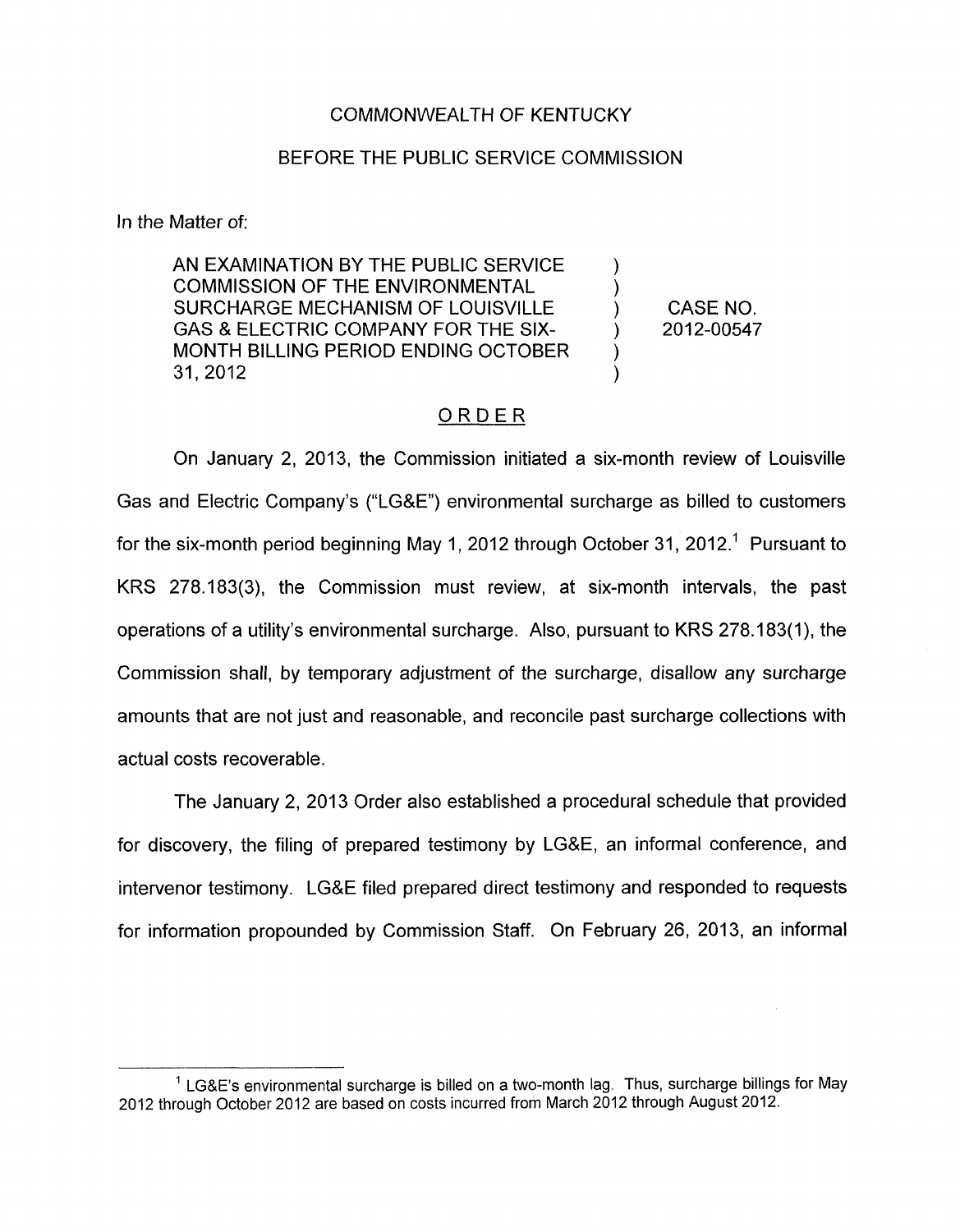COMMONWEALTH OF KENTUCKY

BEFORE THE PUBLIC SERVICE COMMISSION

In the Matter of:

| | | |
|---|---|---|
| AN EXAMINATION BY THE PUBLIC SERVICE COMMISSION OF THE ENVIRONMENTAL SURCHARGE MECHANISM OF LOUISVILLE GAS & ELECTRIC COMPANY FOR THE SIX-MONTH BILLING PERIOD ENDING OCTOBER 31, 2012 | ) | CASE NO. 2012-00547 |

## ORDER

On January 2, 2013, the Commission initiated a six-month review of Louisville Gas and Electric Company's ("LG&E") environmental surcharge as billed to customers for the six-month period beginning May 1, 2012 through October 31, 2012.[1] Pursuant to KRS 278.183(3), the Commission must review, at six-month intervals, the past operations of a utility's environmental surcharge. Also, pursuant to KRS 278.183(1), the Commission shall, by temporary adjustment of the surcharge, disallow any surcharge amounts that are not just and reasonable, and reconcile past surcharge collections with actual costs recoverable.

The January 2, 2013 Order also established a procedural schedule that provided for discovery, the filing of prepared testimony by LG&E, an informal conference, and intervenor testimony. LG&E filed prepared direct testimony and responded to requests for information propounded by Commission Staff. On February 26, 2013, an informal

---

[1] LG&E's environmental surcharge is billed on a two-month lag. Thus, surcharge billings for May 2012 through October 2012 are based on costs incurred from March 2012 through August 2012.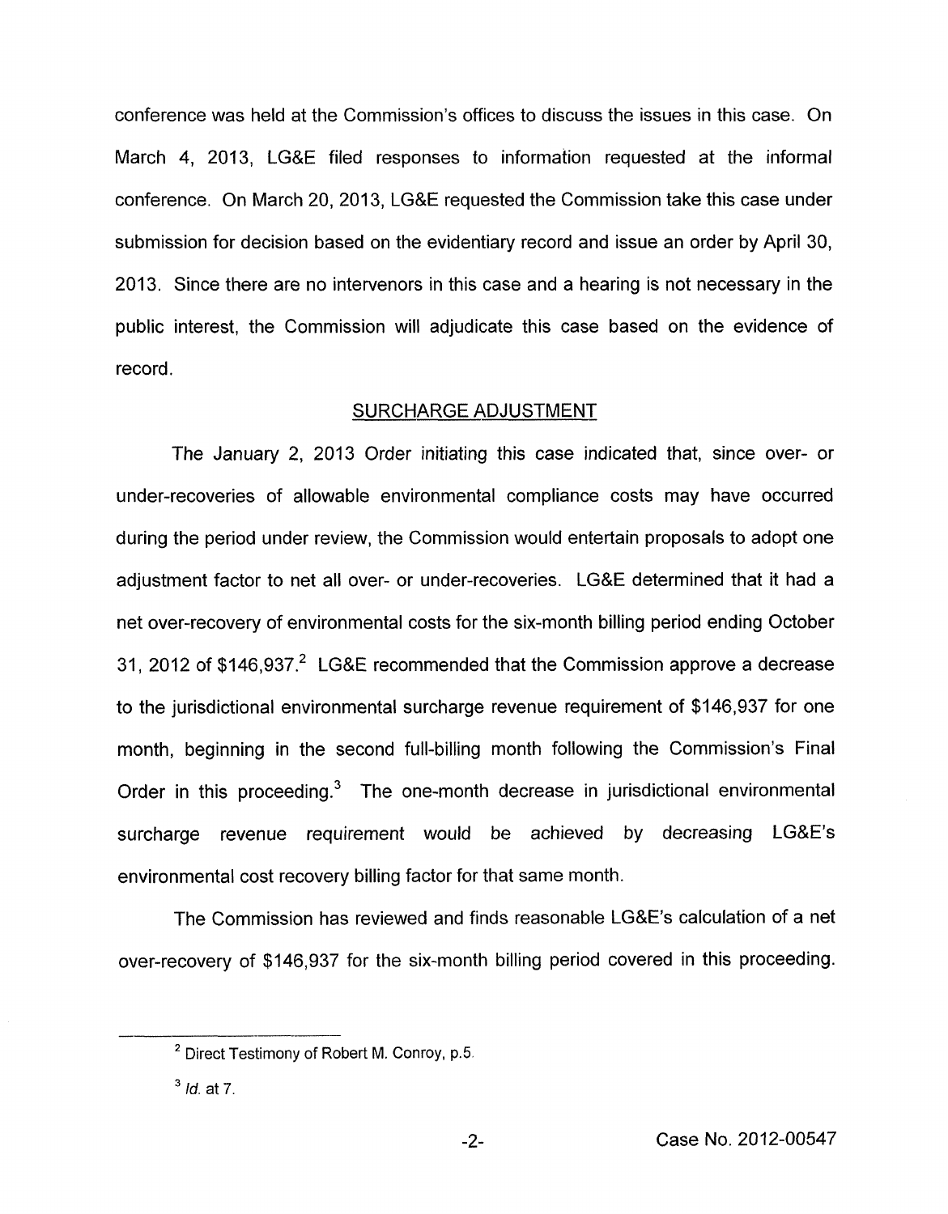conference was held at the Commission's offices to discuss the issues in this case. On March 4, 2013, LG&E filed responses to information requested at the informal conference. On March 20, 2013, LG&E requested the Commission take this case under submission for decision based on the evidentiary record and issue an order by April 30, 2013. Since there are no intervenors in this case and a hearing is not necessary in the public interest, the Commission will adjudicate this case based on the evidence of record.

## SURCHARGE ADJUSTMENT

The January 2, 2013 Order initiating this case indicated that, since over- or under-recoveries of allowable environmental compliance costs may have occurred during the period under review, the Commission would entertain proposals to adopt one adjustment factor to net all over- or under-recoveries. LG&E determined that it had a net over-recovery of environmental costs for the six-month billing period ending October 31, 2012 of $146,937.[2] LG&E recommended that the Commission approve a decrease to the jurisdictional environmental surcharge revenue requirement of $146,937 for one month, beginning in the second full-billing month following the Commission's Final Order in this proceeding.[3] The one-month decrease in jurisdictional environmental surcharge revenue requirement would be achieved by decreasing LG&E's environmental cost recovery billing factor for that same month.

The Commission has reviewed and finds reasonable LG&E's calculation of a net over-recovery of $146,937 for the six-month billing period covered in this proceeding.

---

[2] Direct Testimony of Robert M. Conroy, p.5.

[3] *Id.* at 7.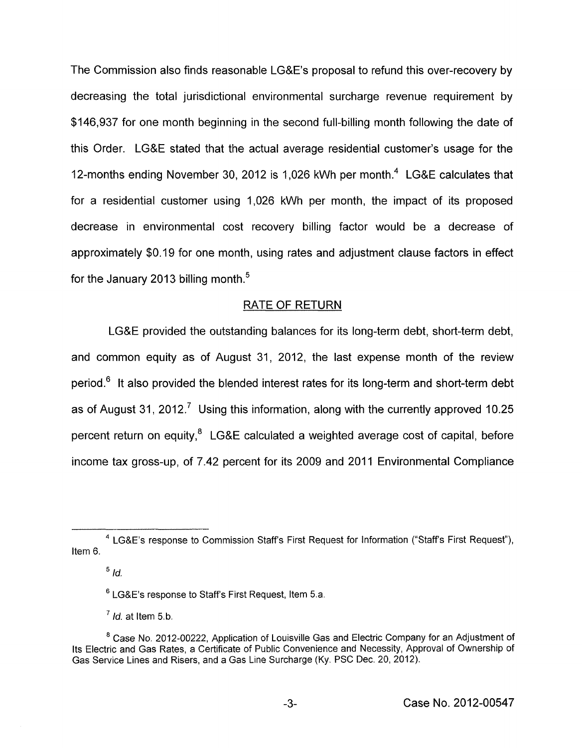The Commission also finds reasonable LG&E's proposal to refund this over-recovery by decreasing the total jurisdictional environmental surcharge revenue requirement by $146,937 for one month beginning in the second full-billing month following the date of this Order. LG&E stated that the actual average residential customer's usage for the 12-months ending November 30, 2012 is 1,026 kWh per month.[4] LG&E calculates that for a residential customer using 1,026 kWh per month, the impact of its proposed decrease in environmental cost recovery billing factor would be a decrease of approximately $0.19 for one month, using rates and adjustment clause factors in effect for the January 2013 billing month.[5]

## RATE OF RETURN

LG&E provided the outstanding balances for its long-term debt, short-term debt, and common equity as of August 31, 2012, the last expense month of the review period.[6] It also provided the blended interest rates for its long-term and short-term debt as of August 31, 2012.[7] Using this information, along with the currently approved 10.25 percent return on equity,[8] LG&E calculated a weighted average cost of capital, before income tax gross-up, of 7.42 percent for its 2009 and 2011 Environmental Compliance

---

[4] LG&E's response to Commission Staff's First Request for Information ("Staff's First Request"), Item 6.

[5] *Id.*

[6] LG&E's response to Staff's First Request, Item 5.a.

[7] *Id.* at Item 5.b.

[8] Case No. 2012-00222, Application of Louisville Gas and Electric Company for an Adjustment of Its Electric and Gas Rates, a Certificate of Public Convenience and Necessity, Approval of Ownership of Gas Service Lines and Risers, and a Gas Line Surcharge (Ky. PSC Dec. 20, 2012).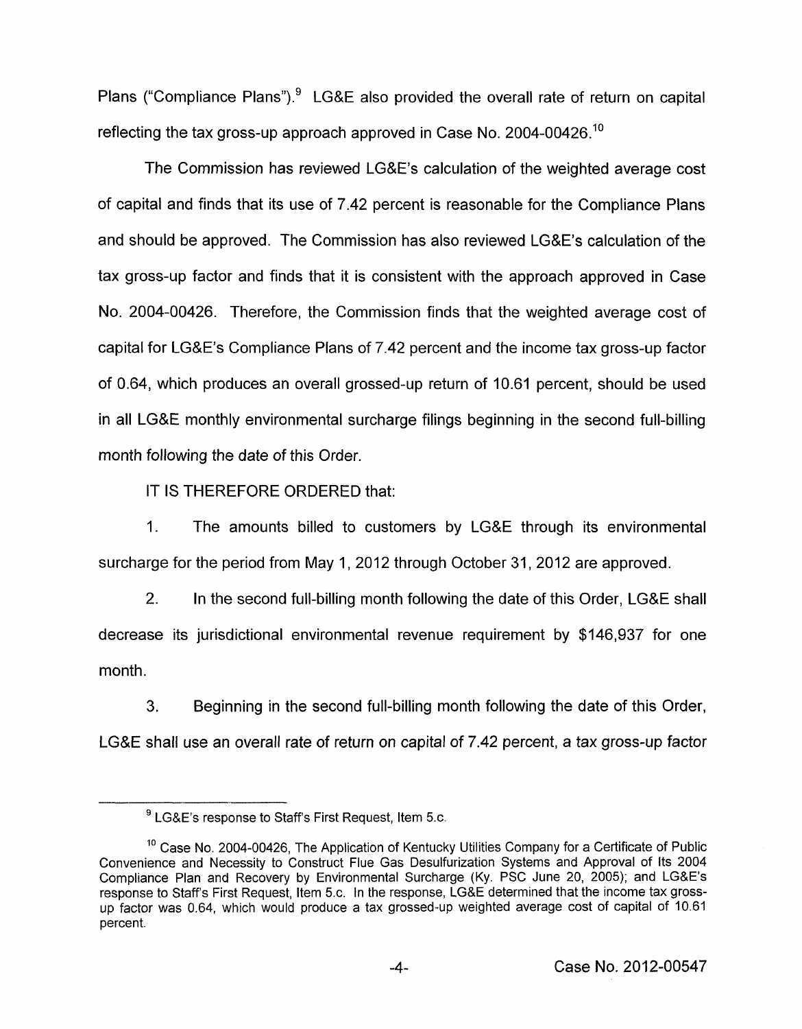Plans ("Compliance Plans").[9] LG&E also provided the overall rate of return on capital reflecting the tax gross-up approach approved in Case No. 2004-00426.[10]

The Commission has reviewed LG&E's calculation of the weighted average cost of capital and finds that its use of 7.42 percent is reasonable for the Compliance Plans and should be approved. The Commission has also reviewed LG&E's calculation of the tax gross-up factor and finds that it is consistent with the approach approved in Case No. 2004-00426. Therefore, the Commission finds that the weighted average cost of capital for LG&E's Compliance Plans of 7.42 percent and the income tax gross-up factor of 0.64, which produces an overall grossed-up return of 10.61 percent, should be used in all LG&E monthly environmental surcharge filings beginning in the second full-billing month following the date of this Order.

IT IS THEREFORE ORDERED that:

1. The amounts billed to customers by LG&E through its environmental surcharge for the period from May 1, 2012 through October 31, 2012 are approved.

2. In the second full-billing month following the date of this Order, LG&E shall decrease its jurisdictional environmental revenue requirement by $146,937 for one month.

3. Beginning in the second full-billing month following the date of this Order, LG&E shall use an overall rate of return on capital of 7.42 percent, a tax gross-up factor

---

[9] LG&E's response to Staff's First Request, Item 5.c.

[10] Case No. 2004-00426, The Application of Kentucky Utilities Company for a Certificate of Public Convenience and Necessity to Construct Flue Gas Desulfurization Systems and Approval of Its 2004 Compliance Plan and Recovery by Environmental Surcharge (Ky. PSC June 20, 2005); and LG&E's response to Staff's First Request, Item 5.c. In the response, LG&E determined that the income tax gross-up factor was 0.64, which would produce a tax grossed-up weighted average cost of capital of 10.61 percent.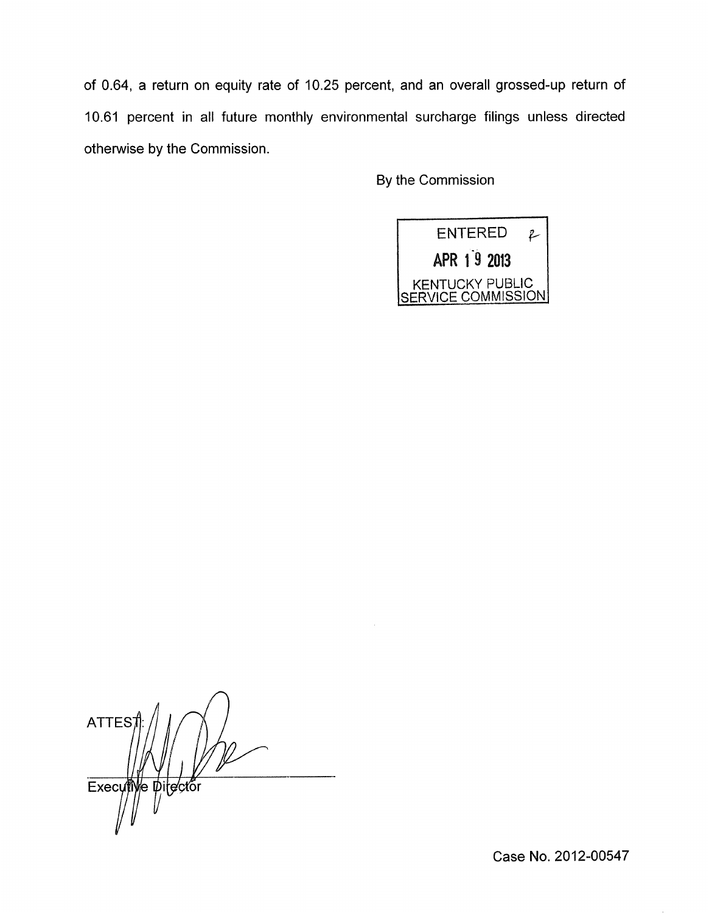of 0.64, a return on equity rate of 10.25 percent, and an overall grossed-up return of 10.61 percent in all future monthly environmental surcharge filings unless directed otherwise by the Commission.

By the Commission

ENTERED

APR 19 2013

KENTUCKY PUBLIC SERVICE COMMISSION

ATTEST:

Executive Director

Case No. 2012-00547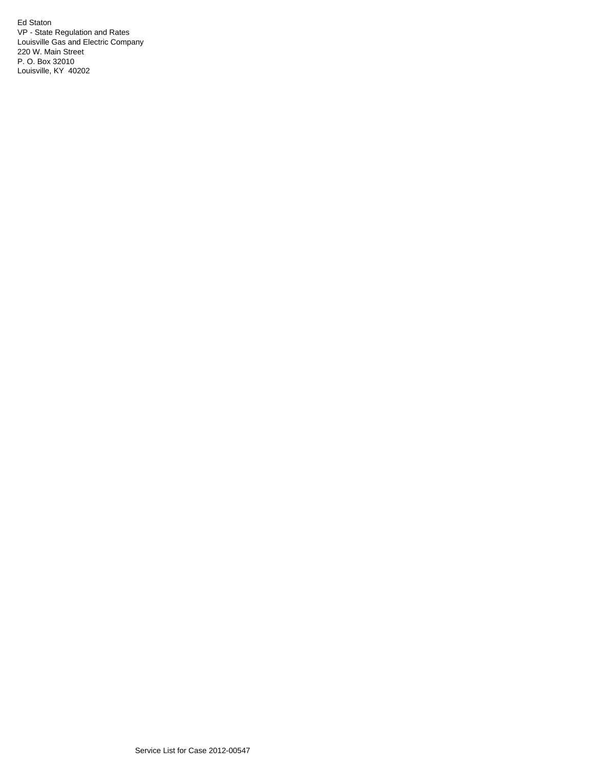Ed Staton
VP - State Regulation and Rates
Louisville Gas and Electric Company
220 W. Main Street
P. O. Box 32010
Louisville, KY  40202